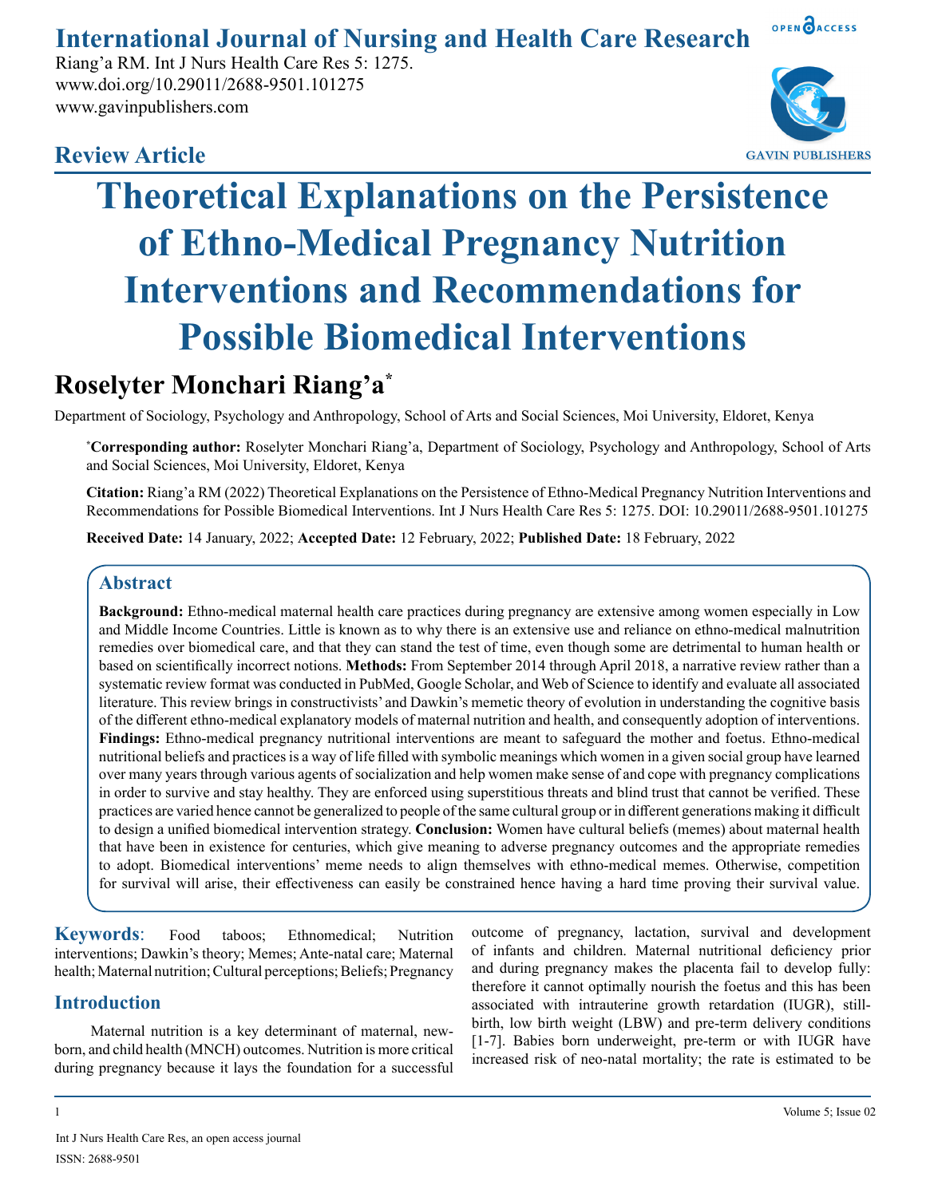International Journal of Nursing and Health Care Research

Riang'a RM. Int J Nurs Health Care Res 5: 1275.
www.doi.org/10.29011/2688-9501.101275
www.gavinpublishers.com

**Review Article**

# Theoretical Explanations on the Persistence of Ethno-Medical Pregnancy Nutrition Interventions and Recommendations for Possible Biomedical Interventions

## Roselyter Monchari Riang'a*

Department of Sociology, Psychology and Anthropology, School of Arts and Social Sciences, Moi University, Eldoret, Kenya

***Corresponding author:** Roselyter Monchari Riang'a, Department of Sociology, Psychology and Anthropology, School of Arts and Social Sciences, Moi University, Eldoret, Kenya

**Citation:** Riang'a RM (2022) Theoretical Explanations on the Persistence of Ethno-Medical Pregnancy Nutrition Interventions and Recommendations for Possible Biomedical Interventions. Int J Nurs Health Care Res 5: 1275. DOI: 10.29011/2688-9501.101275

**Received Date:** 14 January, 2022; **Accepted Date:** 12 February, 2022; **Published Date:** 18 February, 2022

## Abstract

**Background:** Ethno-medical maternal health care practices during pregnancy are extensive among women especially in Low and Middle Income Countries. Little is known as to why there is an extensive use and reliance on ethno-medical malnutrition remedies over biomedical care, and that they can stand the test of time, even though some are detrimental to human health or based on scientifically incorrect notions. **Methods:** From September 2014 through April 2018, a narrative review rather than a systematic review format was conducted in PubMed, Google Scholar, and Web of Science to identify and evaluate all associated literature. This review brings in constructivists' and Dawkin's memetic theory of evolution in understanding the cognitive basis of the different ethno-medical explanatory models of maternal nutrition and health, and consequently adoption of interventions. **Findings:** Ethno-medical pregnancy nutritional interventions are meant to safeguard the mother and foetus. Ethno-medical nutritional beliefs and practices is a way of life filled with symbolic meanings which women in a given social group have learned over many years through various agents of socialization and help women make sense of and cope with pregnancy complications in order to survive and stay healthy. They are enforced using superstitious threats and blind trust that cannot be verified. These practices are varied hence cannot be generalized to people of the same cultural group or in different generations making it difficult to design a unified biomedical intervention strategy. **Conclusion:** Women have cultural beliefs (memes) about maternal health that have been in existence for centuries, which give meaning to adverse pregnancy outcomes and the appropriate remedies to adopt. Biomedical interventions' meme needs to align themselves with ethno-medical memes. Otherwise, competition for survival will arise, their effectiveness can easily be constrained hence having a hard time proving their survival value.

**Keywords**: Food taboos; Ethnomedical; Nutrition interventions; Dawkin's theory; Memes; Ante-natal care; Maternal health; Maternal nutrition; Cultural perceptions; Beliefs; Pregnancy

## Introduction

Maternal nutrition is a key determinant of maternal, new-born, and child health (MNCH) outcomes. Nutrition is more critical during pregnancy because it lays the foundation for a successful outcome of pregnancy, lactation, survival and development of infants and children. Maternal nutritional deficiency prior and during pregnancy makes the placenta fail to develop fully: therefore it cannot optimally nourish the foetus and this has been associated with intrauterine growth retardation (IUGR), still-birth, low birth weight (LBW) and pre-term delivery conditions [1-7]. Babies born underweight, pre-term or with IUGR have increased risk of neo-natal mortality; the rate is estimated to be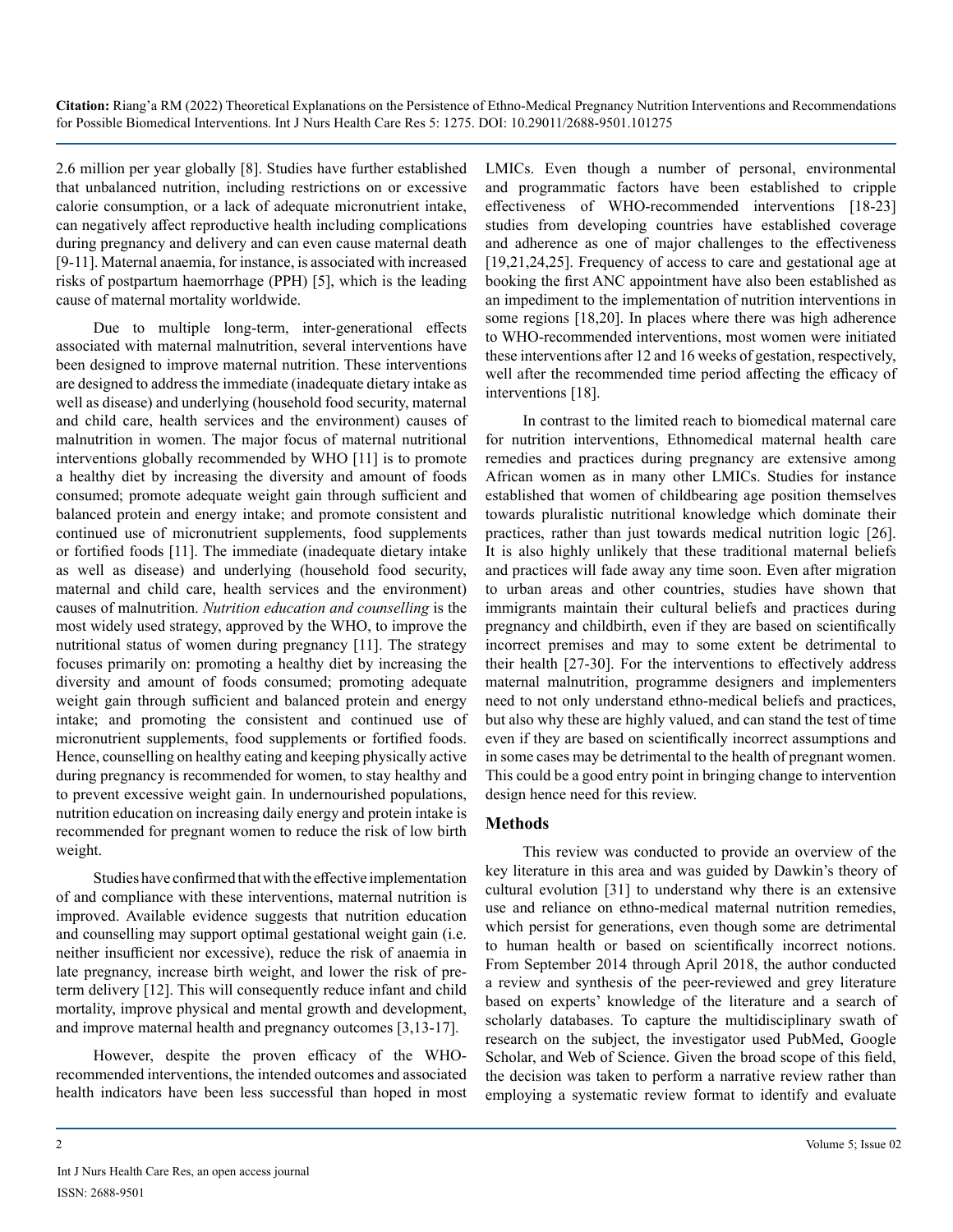2.6 million per year globally [8]. Studies have further established that unbalanced nutrition, including restrictions on or excessive calorie consumption, or a lack of adequate micronutrient intake, can negatively affect reproductive health including complications during pregnancy and delivery and can even cause maternal death [9-11]. Maternal anaemia, for instance, is associated with increased risks of postpartum haemorrhage (PPH) [5], which is the leading cause of maternal mortality worldwide.

Due to multiple long-term, inter-generational effects associated with maternal malnutrition, several interventions have been designed to improve maternal nutrition. These interventions are designed to address the immediate (inadequate dietary intake as well as disease) and underlying (household food security, maternal and child care, health services and the environment) causes of malnutrition in women. The major focus of maternal nutritional interventions globally recommended by WHO [11] is to promote a healthy diet by increasing the diversity and amount of foods consumed; promote adequate weight gain through sufficient and balanced protein and energy intake; and promote consistent and continued use of micronutrient supplements, food supplements or fortified foods [11]. The immediate (inadequate dietary intake as well as disease) and underlying (household food security, maternal and child care, health services and the environment) causes of malnutrition. *Nutrition education and counselling* is the most widely used strategy, approved by the WHO, to improve the nutritional status of women during pregnancy [11]. The strategy focuses primarily on: promoting a healthy diet by increasing the diversity and amount of foods consumed; promoting adequate weight gain through sufficient and balanced protein and energy intake; and promoting the consistent and continued use of micronutrient supplements, food supplements or fortified foods. Hence, counselling on healthy eating and keeping physically active during pregnancy is recommended for women, to stay healthy and to prevent excessive weight gain. In undernourished populations, nutrition education on increasing daily energy and protein intake is recommended for pregnant women to reduce the risk of low birth weight.

Studies have confirmed that with the effective implementation of and compliance with these interventions, maternal nutrition is improved. Available evidence suggests that nutrition education and counselling may support optimal gestational weight gain (i.e. neither insufficient nor excessive), reduce the risk of anaemia in late pregnancy, increase birth weight, and lower the risk of preterm delivery [12]. This will consequently reduce infant and child mortality, improve physical and mental growth and development, and improve maternal health and pregnancy outcomes [3,13-17].

However, despite the proven efficacy of the WHO-recommended interventions, the intended outcomes and associated health indicators have been less successful than hoped in most LMICs. Even though a number of personal, environmental and programmatic factors have been established to cripple effectiveness of WHO-recommended interventions [18-23] studies from developing countries have established coverage and adherence as one of major challenges to the effectiveness [19,21,24,25]. Frequency of access to care and gestational age at booking the first ANC appointment have also been established as an impediment to the implementation of nutrition interventions in some regions [18,20]. In places where there was high adherence to WHO-recommended interventions, most women were initiated these interventions after 12 and 16 weeks of gestation, respectively, well after the recommended time period affecting the efficacy of interventions [18].

In contrast to the limited reach to biomedical maternal care for nutrition interventions, Ethnomedical maternal health care remedies and practices during pregnancy are extensive among African women as in many other LMICs. Studies for instance established that women of childbearing age position themselves towards pluralistic nutritional knowledge which dominate their practices, rather than just towards medical nutrition logic [26]. It is also highly unlikely that these traditional maternal beliefs and practices will fade away any time soon. Even after migration to urban areas and other countries, studies have shown that immigrants maintain their cultural beliefs and practices during pregnancy and childbirth, even if they are based on scientifically incorrect premises and may to some extent be detrimental to their health [27-30]. For the interventions to effectively address maternal malnutrition, programme designers and implementers need to not only understand ethno-medical beliefs and practices, but also why these are highly valued, and can stand the test of time even if they are based on scientifically incorrect assumptions and in some cases may be detrimental to the health of pregnant women. This could be a good entry point in bringing change to intervention design hence need for this review.

## Methods

This review was conducted to provide an overview of the key literature in this area and was guided by Dawkin's theory of cultural evolution [31] to understand why there is an extensive use and reliance on ethno-medical maternal nutrition remedies, which persist for generations, even though some are detrimental to human health or based on scientifically incorrect notions. From September 2014 through April 2018, the author conducted a review and synthesis of the peer-reviewed and grey literature based on experts' knowledge of the literature and a search of scholarly databases. To capture the multidisciplinary swath of research on the subject, the investigator used PubMed, Google Scholar, and Web of Science. Given the broad scope of this field, the decision was taken to perform a narrative review rather than employing a systematic review format to identify and evaluate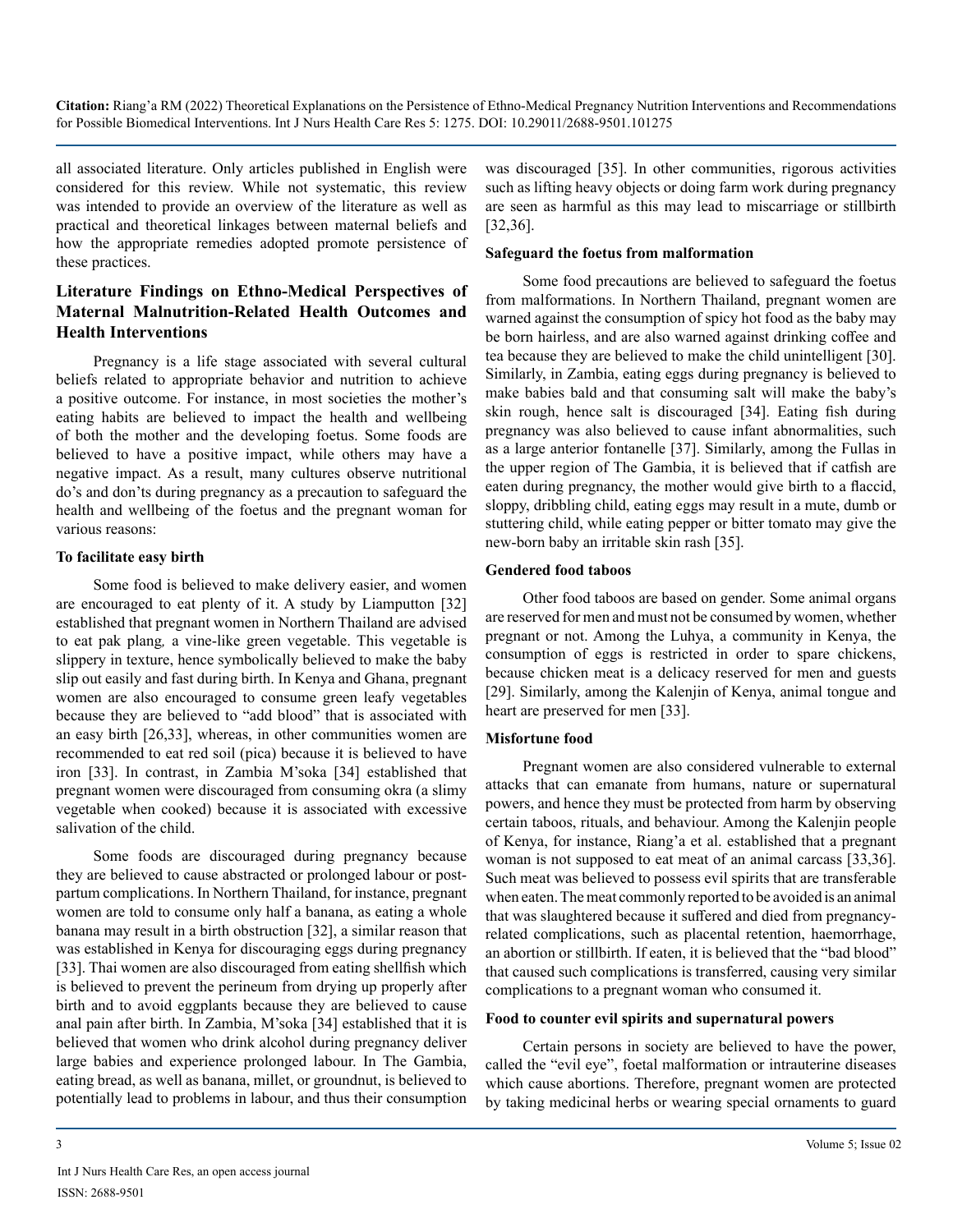all associated literature. Only articles published in English were considered for this review. While not systematic, this review was intended to provide an overview of the literature as well as practical and theoretical linkages between maternal beliefs and how the appropriate remedies adopted promote persistence of these practices.

## Literature Findings on Ethno-Medical Perspectives of Maternal Malnutrition-Related Health Outcomes and Health Interventions

Pregnancy is a life stage associated with several cultural beliefs related to appropriate behavior and nutrition to achieve a positive outcome. For instance, in most societies the mother's eating habits are believed to impact the health and wellbeing of both the mother and the developing foetus. Some foods are believed to have a positive impact, while others may have a negative impact. As a result, many cultures observe nutritional do's and don'ts during pregnancy as a precaution to safeguard the health and wellbeing of the foetus and the pregnant woman for various reasons:

### To facilitate easy birth

Some food is believed to make delivery easier, and women are encouraged to eat plenty of it. A study by Liamputton [32] established that pregnant women in Northern Thailand are advised to eat *pak plang*, a vine-like green vegetable. This vegetable is slippery in texture, hence symbolically believed to make the baby slip out easily and fast during birth. In Kenya and Ghana, pregnant women are also encouraged to consume green leafy vegetables because they are believed to "add blood" that is associated with an easy birth [26,33], whereas, in other communities women are recommended to eat red soil (pica) because it is believed to have iron [33]. In contrast, in Zambia M'soka [34] established that pregnant women were discouraged from consuming okra (a slimy vegetable when cooked) because it is associated with excessive salivation of the child.

Some foods are discouraged during pregnancy because they are believed to cause abstracted or prolonged labour or post-partum complications. In Northern Thailand, for instance, pregnant women are told to consume only half a banana, as eating a whole banana may result in a birth obstruction [32], a similar reason that was established in Kenya for discouraging eggs during pregnancy [33]. Thai women are also discouraged from eating shellfish which is believed to prevent the perineum from drying up properly after birth and to avoid eggplants because they are believed to cause anal pain after birth. In Zambia, M'soka [34] established that it is believed that women who drink alcohol during pregnancy deliver large babies and experience prolonged labour. In The Gambia, eating bread, as well as banana, millet, or groundnut, is believed to potentially lead to problems in labour, and thus their consumption was discouraged [35]. In other communities, rigorous activities such as lifting heavy objects or doing farm work during pregnancy are seen as harmful as this may lead to miscarriage or stillbirth [32,36].

### Safeguard the foetus from malformation

Some food precautions are believed to safeguard the foetus from malformations. In Northern Thailand, pregnant women are warned against the consumption of spicy hot food as the baby may be born hairless, and are also warned against drinking coffee and tea because they are believed to make the child unintelligent [30]. Similarly, in Zambia, eating eggs during pregnancy is believed to make babies bald and that consuming salt will make the baby's skin rough, hence salt is discouraged [34]. Eating fish during pregnancy was also believed to cause infant abnormalities, such as a large anterior fontanelle [37]. Similarly, among the Fullas in the upper region of The Gambia, it is believed that if catfish are eaten during pregnancy, the mother would give birth to a flaccid, sloppy, dribbling child, eating eggs may result in a mute, dumb or stuttering child, while eating pepper or bitter tomato may give the new-born baby an irritable skin rash [35].

### Gendered food taboos

Other food taboos are based on gender. Some animal organs are reserved for men and must not be consumed by women, whether pregnant or not. Among the Luhya, a community in Kenya, the consumption of eggs is restricted in order to spare chickens, because chicken meat is a delicacy reserved for men and guests [29]. Similarly, among the Kalenjin of Kenya, animal tongue and heart are preserved for men [33].

### Misfortune food

Pregnant women are also considered vulnerable to external attacks that can emanate from humans, nature or supernatural powers, and hence they must be protected from harm by observing certain taboos, rituals, and behaviour. Among the Kalenjin people of Kenya, for instance, Riang'a et al. established that a pregnant woman is not supposed to eat meat of an animal carcass [33,36]. Such meat was believed to possess evil spirits that are transferable when eaten. The meat commonly reported to be avoided is an animal that was slaughtered because it suffered and died from pregnancy-related complications, such as placental retention, haemorrhage, an abortion or stillbirth. If eaten, it is believed that the "bad blood" that caused such complications is transferred, causing very similar complications to a pregnant woman who consumed it.

### Food to counter evil spirits and supernatural powers

Certain persons in society are believed to have the power, called the "evil eye", foetal malformation or intrauterine diseases which cause abortions. Therefore, pregnant women are protected by taking medicinal herbs or wearing special ornaments to guard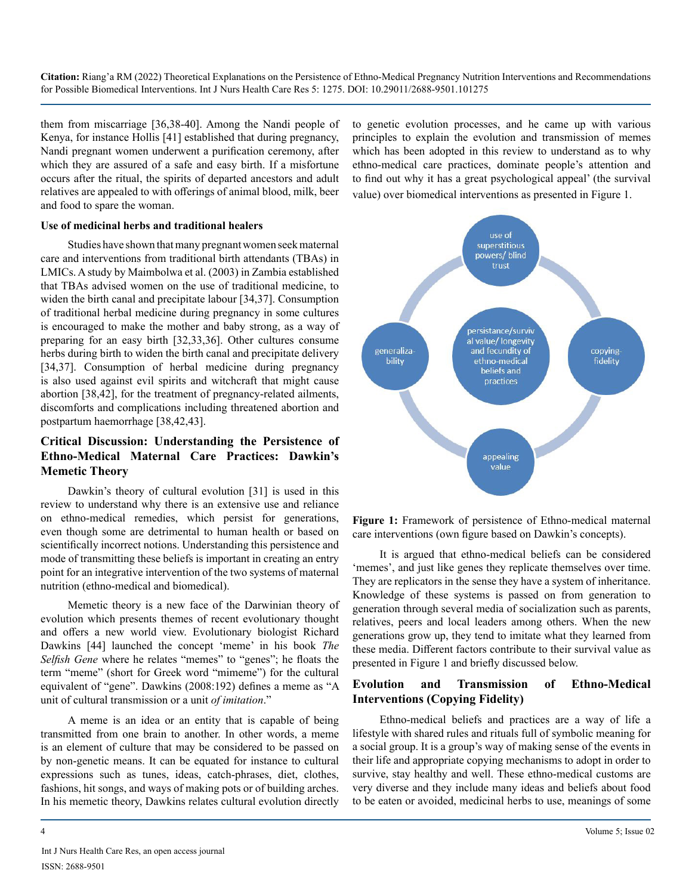them from miscarriage [36,38-40]. Among the Nandi people of Kenya, for instance Hollis [41] established that during pregnancy, Nandi pregnant women underwent a purification ceremony, after which they are assured of a safe and easy birth. If a misfortune occurs after the ritual, the spirits of departed ancestors and adult relatives are appealed to with offerings of animal blood, milk, beer and food to spare the woman.

**Use of medicinal herbs and traditional healers**

Studies have shown that many pregnant women seek maternal care and interventions from traditional birth attendants (TBAs) in LMICs. A study by Maimbolwa et al. (2003) in Zambia established that TBAs advised women on the use of traditional medicine, to widen the birth canal and precipitate labour [34,37]. Consumption of traditional herbal medicine during pregnancy in some cultures is encouraged to make the mother and baby strong, as a way of preparing for an easy birth [32,33,36]. Other cultures consume herbs during birth to widen the birth canal and precipitate delivery [34,37]. Consumption of herbal medicine during pregnancy is also used against evil spirits and witchcraft that might cause abortion [38,42], for the treatment of pregnancy-related ailments, discomforts and complications including threatened abortion and postpartum haemorrhage [38,42,43].

## Critical Discussion: Understanding the Persistence of Ethno-Medical Maternal Care Practices: Dawkin's Memetic Theory

Dawkin's theory of cultural evolution [31] is used in this review to understand why there is an extensive use and reliance on ethno-medical remedies, which persist for generations, even though some are detrimental to human health or based on scientifically incorrect notions. Understanding this persistence and mode of transmitting these beliefs is important in creating an entry point for an integrative intervention of the two systems of maternal nutrition (ethno-medical and biomedical).

Memetic theory is a new face of the Darwinian theory of evolution which presents themes of recent evolutionary thought and offers a new world view. Evolutionary biologist Richard Dawkins [44] launched the concept 'meme' in his book *The Selfish Gene* where he relates "memes" to "genes"; he floats the term "meme" (short for Greek word "mimeme") for the cultural equivalent of "gene". Dawkins (2008:192) defines a meme as "A unit of cultural transmission or a unit *of imitation*."

A meme is an idea or an entity that is capable of being transmitted from one brain to another. In other words, a meme is an element of culture that may be considered to be passed on by non-genetic means. It can be equated for instance to cultural expressions such as tunes, ideas, catch-phrases, diet, clothes, fashions, hit songs, and ways of making pots or of building arches. In his memetic theory, Dawkins relates cultural evolution directly to genetic evolution processes, and he came up with various principles to explain the evolution and transmission of memes which has been adopted in this review to understand as to why ethno-medical care practices, dominate people's attention and to find out why it has a great psychological appeal' (the survival value) over biomedical interventions as presented in Figure 1.

use of superstitious powers/ blind trust

generaliza-bility

persistance/survival value/ longevity and fecundity of ethno-medical beliefs and practices

copying-fidelity

appealing value

**Figure 1:** Framework of persistence of Ethno-medical maternal care interventions (own figure based on Dawkin's concepts).

It is argued that ethno-medical beliefs can be considered 'memes', and just like genes they replicate themselves over time. They are replicators in the sense they have a system of inheritance. Knowledge of these systems is passed on from generation to generation through several media of socialization such as parents, relatives, peers and local leaders among others. When the new generations grow up, they tend to imitate what they learned from these media. Different factors contribute to their survival value as presented in Figure 1 and briefly discussed below.

## Evolution and Transmission of Ethno-Medical Interventions (Copying Fidelity)

Ethno-medical beliefs and practices are a way of life a lifestyle with shared rules and rituals full of symbolic meaning for a social group. It is a group's way of making sense of the events in their life and appropriate copying mechanisms to adopt in order to survive, stay healthy and well. These ethno-medical customs are very diverse and they include many ideas and beliefs about food to be eaten or avoided, medicinal herbs to use, meanings of some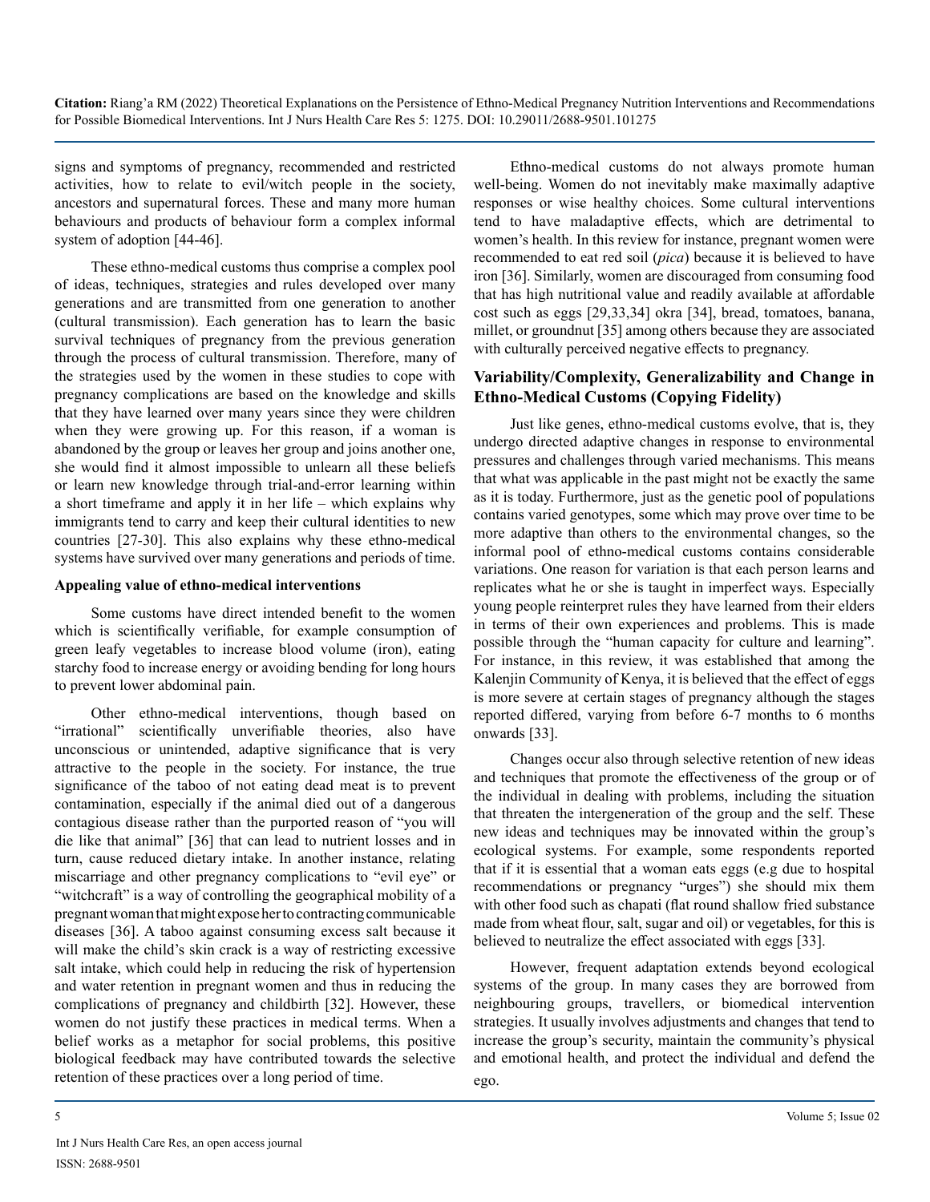signs and symptoms of pregnancy, recommended and restricted activities, how to relate to evil/witch people in the society, ancestors and supernatural forces. These and many more human behaviours and products of behaviour form a complex informal system of adoption [44-46].

These ethno-medical customs thus comprise a complex pool of ideas, techniques, strategies and rules developed over many generations and are transmitted from one generation to another (cultural transmission). Each generation has to learn the basic survival techniques of pregnancy from the previous generation through the process of cultural transmission. Therefore, many of the strategies used by the women in these studies to cope with pregnancy complications are based on the knowledge and skills that they have learned over many years since they were children when they were growing up. For this reason, if a woman is abandoned by the group or leaves her group and joins another one, she would find it almost impossible to unlearn all these beliefs or learn new knowledge through trial-and-error learning within a short timeframe and apply it in her life – which explains why immigrants tend to carry and keep their cultural identities to new countries [27-30]. This also explains why these ethno-medical systems have survived over many generations and periods of time.

**Appealing value of ethno-medical interventions**

Some customs have direct intended benefit to the women which is scientifically verifiable, for example consumption of green leafy vegetables to increase blood volume (iron), eating starchy food to increase energy or avoiding bending for long hours to prevent lower abdominal pain.

Other ethno-medical interventions, though based on "irrational" scientifically unverifiable theories, also have unconscious or unintended, adaptive significance that is very attractive to the people in the society. For instance, the true significance of the taboo of not eating dead meat is to prevent contamination, especially if the animal died out of a dangerous contagious disease rather than the purported reason of "you will die like that animal" [36] that can lead to nutrient losses and in turn, cause reduced dietary intake. In another instance, relating miscarriage and other pregnancy complications to "evil eye" or "witchcraft" is a way of controlling the geographical mobility of a pregnant woman that might expose her to contracting communicable diseases [36]. A taboo against consuming excess salt because it will make the child's skin crack is a way of restricting excessive salt intake, which could help in reducing the risk of hypertension and water retention in pregnant women and thus in reducing the complications of pregnancy and childbirth [32]. However, these women do not justify these practices in medical terms. When a belief works as a metaphor for social problems, this positive biological feedback may have contributed towards the selective retention of these practices over a long period of time.

Ethno-medical customs do not always promote human well-being. Women do not inevitably make maximally adaptive responses or wise healthy choices. Some cultural interventions tend to have maladaptive effects, which are detrimental to women's health. In this review for instance, pregnant women were recommended to eat red soil (*pica*) because it is believed to have iron [36]. Similarly, women are discouraged from consuming food that has high nutritional value and readily available at affordable cost such as eggs [29,33,34] okra [34], bread, tomatoes, banana, millet, or groundnut [35] among others because they are associated with culturally perceived negative effects to pregnancy.

## Variability/Complexity, Generalizability and Change in Ethno-Medical Customs (Copying Fidelity)

Just like genes, ethno-medical customs evolve, that is, they undergo directed adaptive changes in response to environmental pressures and challenges through varied mechanisms. This means that what was applicable in the past might not be exactly the same as it is today. Furthermore, just as the genetic pool of populations contains varied genotypes, some which may prove over time to be more adaptive than others to the environmental changes, so the informal pool of ethno-medical customs contains considerable variations. One reason for variation is that each person learns and replicates what he or she is taught in imperfect ways. Especially young people reinterpret rules they have learned from their elders in terms of their own experiences and problems. This is made possible through the "human capacity for culture and learning". For instance, in this review, it was established that among the Kalenjin Community of Kenya, it is believed that the effect of eggs is more severe at certain stages of pregnancy although the stages reported differed, varying from before 6-7 months to 6 months onwards [33].

Changes occur also through selective retention of new ideas and techniques that promote the effectiveness of the group or of the individual in dealing with problems, including the situation that threaten the intergeneration of the group and the self. These new ideas and techniques may be innovated within the group's ecological systems. For example, some respondents reported that if it is essential that a woman eats eggs (e.g due to hospital recommendations or pregnancy "urges") she should mix them with other food such as chapati (flat round shallow fried substance made from wheat flour, salt, sugar and oil) or vegetables, for this is believed to neutralize the effect associated with eggs [33].

However, frequent adaptation extends beyond ecological systems of the group. In many cases they are borrowed from neighbouring groups, travellers, or biomedical intervention strategies. It usually involves adjustments and changes that tend to increase the group's security, maintain the community's physical and emotional health, and protect the individual and defend the ego.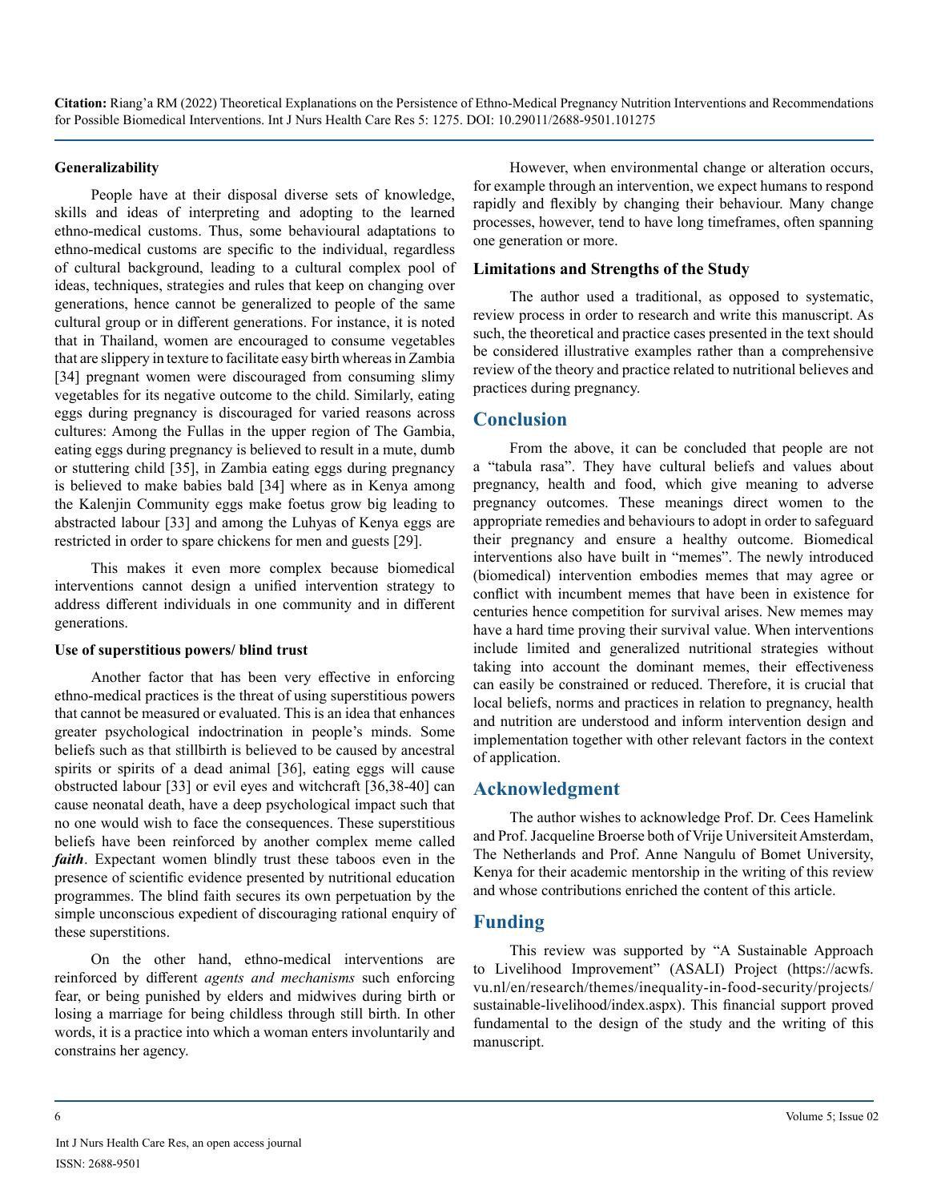**Generalizability**

People have at their disposal diverse sets of knowledge, skills and ideas of interpreting and adopting to the learned ethno-medical customs. Thus, some behavioural adaptations to ethno-medical customs are specific to the individual, regardless of cultural background, leading to a cultural complex pool of ideas, techniques, strategies and rules that keep on changing over generations, hence cannot be generalized to people of the same cultural group or in different generations. For instance, it is noted that in Thailand, women are encouraged to consume vegetables that are slippery in texture to facilitate easy birth whereas in Zambia [34] pregnant women were discouraged from consuming slimy vegetables for its negative outcome to the child. Similarly, eating eggs during pregnancy is discouraged for varied reasons across cultures: Among the Fullas in the upper region of The Gambia, eating eggs during pregnancy is believed to result in a mute, dumb or stuttering child [35], in Zambia eating eggs during pregnancy is believed to make babies bald [34] where as in Kenya among the Kalenjin Community eggs make foetus grow big leading to abstracted labour [33] and among the Luhyas of Kenya eggs are restricted in order to spare chickens for men and guests [29].

This makes it even more complex because biomedical interventions cannot design a unified intervention strategy to address different individuals in one community and in different generations.

**Use of superstitious powers/ blind trust**

Another factor that has been very effective in enforcing ethno-medical practices is the threat of using superstitious powers that cannot be measured or evaluated. This is an idea that enhances greater psychological indoctrination in people's minds. Some beliefs such as that stillbirth is believed to be caused by ancestral spirits or spirits of a dead animal [36], eating eggs will cause obstructed labour [33] or evil eyes and witchcraft [36,38-40] can cause neonatal death, have a deep psychological impact such that no one would wish to face the consequences. These superstitious beliefs have been reinforced by another complex meme called ***faith***. Expectant women blindly trust these taboos even in the presence of scientific evidence presented by nutritional education programmes. The blind faith secures its own perpetuation by the simple unconscious expedient of discouraging rational enquiry of these superstitions.

On the other hand, ethno-medical interventions are reinforced by different *agents and mechanisms* such enforcing fear, or being punished by elders and midwives during birth or losing a marriage for being childless through still birth. In other words, it is a practice into which a woman enters involuntarily and constrains her agency.

However, when environmental change or alteration occurs, for example through an intervention, we expect humans to respond rapidly and flexibly by changing their behaviour. Many change processes, however, tend to have long timeframes, often spanning one generation or more.

### Limitations and Strengths of the Study

The author used a traditional, as opposed to systematic, review process in order to research and write this manuscript. As such, the theoretical and practice cases presented in the text should be considered illustrative examples rather than a comprehensive review of the theory and practice related to nutritional believes and practices during pregnancy.

## Conclusion

From the above, it can be concluded that people are not a "tabula rasa". They have cultural beliefs and values about pregnancy, health and food, which give meaning to adverse pregnancy outcomes. These meanings direct women to the appropriate remedies and behaviours to adopt in order to safeguard their pregnancy and ensure a healthy outcome. Biomedical interventions also have built in "memes". The newly introduced (biomedical) intervention embodies memes that may agree or conflict with incumbent memes that have been in existence for centuries hence competition for survival arises. New memes may have a hard time proving their survival value. When interventions include limited and generalized nutritional strategies without taking into account the dominant memes, their effectiveness can easily be constrained or reduced. Therefore, it is crucial that local beliefs, norms and practices in relation to pregnancy, health and nutrition are understood and inform intervention design and implementation together with other relevant factors in the context of application.

## Acknowledgment

The author wishes to acknowledge Prof. Dr. Cees Hamelink and Prof. Jacqueline Broerse both of Vrije Universiteit Amsterdam, The Netherlands and Prof. Anne Nangulu of Bomet University, Kenya for their academic mentorship in the writing of this review and whose contributions enriched the content of this article.

## Funding

This review was supported by "A Sustainable Approach to Livelihood Improvement" (ASALI) Project (https://acwfs.vu.nl/en/research/themes/inequality-in-food-security/projects/sustainable-livelihood/index.aspx). This financial support proved fundamental to the design of the study and the writing of this manuscript.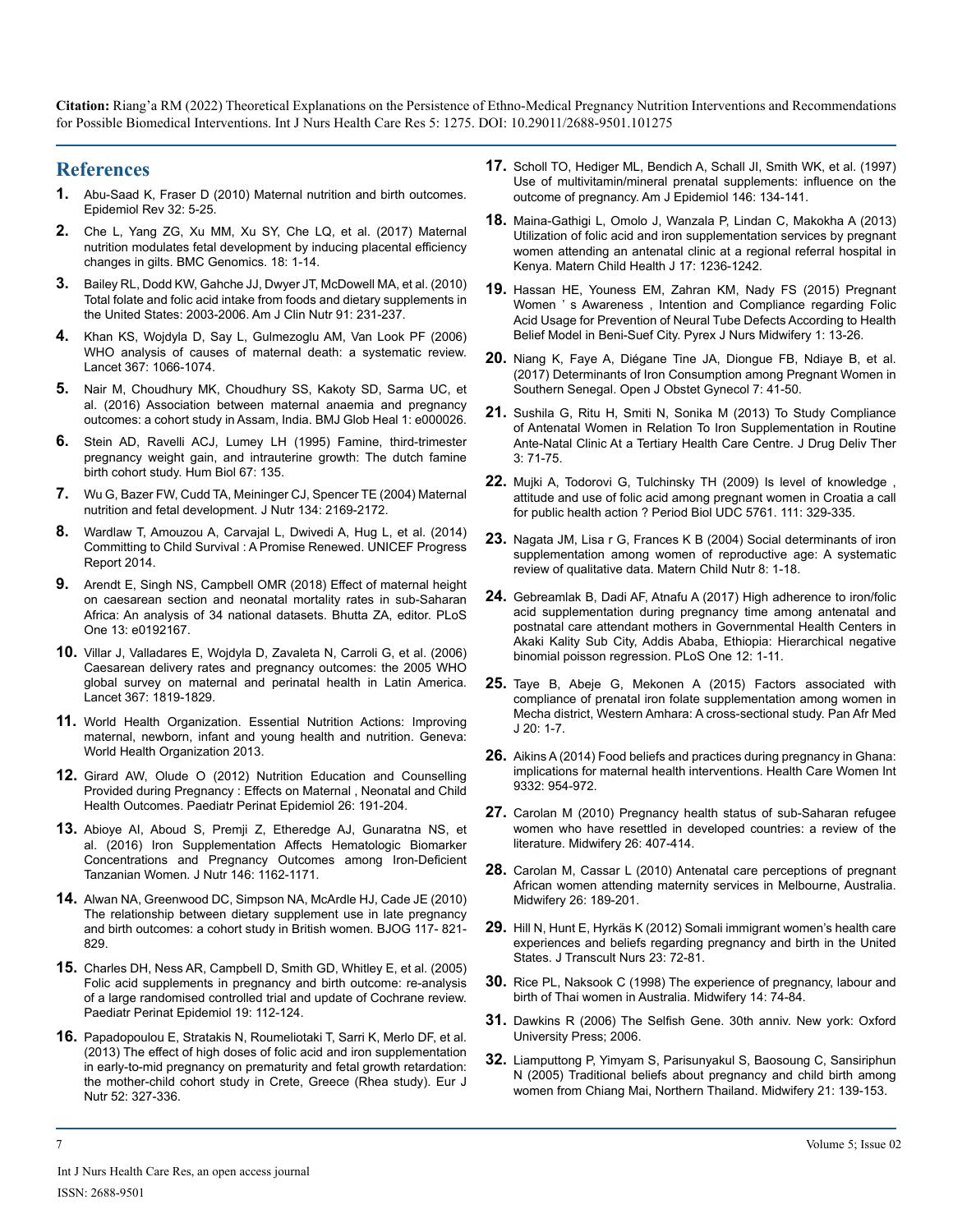## References

1. Abu-Saad K, Fraser D (2010) Maternal nutrition and birth outcomes. Epidemiol Rev 32: 5-25.
2. Che L, Yang ZG, Xu MM, Xu SY, Che LQ, et al. (2017) Maternal nutrition modulates fetal development by inducing placental efficiency changes in gilts. BMC Genomics. 18: 1-14.
3. Bailey RL, Dodd KW, Gahche JJ, Dwyer JT, McDowell MA, et al. (2010) Total folate and folic acid intake from foods and dietary supplements in the United States: 2003-2006. Am J Clin Nutr 91: 231-237.
4. Khan KS, Wojdyla D, Say L, Gulmezoglu AM, Van Look PF (2006) WHO analysis of causes of maternal death: a systematic review. Lancet 367: 1066-1074.
5. Nair M, Choudhury MK, Choudhury SS, Kakoty SD, Sarma UC, et al. (2016) Association between maternal anaemia and pregnancy outcomes: a cohort study in Assam, India. BMJ Glob Heal 1: e000026.
6. Stein AD, Ravelli ACJ, Lumey LH (1995) Famine, third-trimester pregnancy weight gain, and intrauterine growth: The dutch famine birth cohort study. Hum Biol 67: 135.
7. Wu G, Bazer FW, Cudd TA, Meininger CJ, Spencer TE (2004) Maternal nutrition and fetal development. J Nutr 134: 2169-2172.
8. Wardlaw T, Amouzou A, Carvajal L, Dwivedi A, Hug L, et al. (2014) Committing to Child Survival : A Promise Renewed. UNICEF Progress Report 2014.
9. Arendt E, Singh NS, Campbell OMR (2018) Effect of maternal height on caesarean section and neonatal mortality rates in sub-Saharan Africa: An analysis of 34 national datasets. Bhutta ZA, editor. PLoS One 13: e0192167.
10. Villar J, Valladares E, Wojdyla D, Zavaleta N, Carroli G, et al. (2006) Caesarean delivery rates and pregnancy outcomes: the 2005 WHO global survey on maternal and perinatal health in Latin America. Lancet 367: 1819-1829.
11. World Health Organization. Essential Nutrition Actions: Improving maternal, newborn, infant and young health and nutrition. Geneva: World Health Organization 2013.
12. Girard AW, Olude O (2012) Nutrition Education and Counselling Provided during Pregnancy : Effects on Maternal , Neonatal and Child Health Outcomes. Paediatr Perinat Epidemiol 26: 191-204.
13. Abioye AI, Aboud S, Premji Z, Etheredge AJ, Gunaratna NS, et al. (2016) Iron Supplementation Affects Hematologic Biomarker Concentrations and Pregnancy Outcomes among Iron-Deficient Tanzanian Women. J Nutr 146: 1162-1171.
14. Alwan NA, Greenwood DC, Simpson NA, McArdle HJ, Cade JE (2010) The relationship between dietary supplement use in late pregnancy and birth outcomes: a cohort study in British women. BJOG 117- 821-829.
15. Charles DH, Ness AR, Campbell D, Smith GD, Whitley E, et al. (2005) Folic acid supplements in pregnancy and birth outcome: re-analysis of a large randomised controlled trial and update of Cochrane review. Paediatr Perinat Epidemiol 19: 112-124.
16. Papadopoulou E, Stratakis N, Roumeliotaki T, Sarri K, Merlo DF, et al. (2013) The effect of high doses of folic acid and iron supplementation in early-to-mid pregnancy on prematurity and fetal growth retardation: the mother-child cohort study in Crete, Greece (Rhea study). Eur J Nutr 52: 327-336.
17. Scholl TO, Hediger ML, Bendich A, Schall JI, Smith WK, et al. (1997) Use of multivitamin/mineral prenatal supplements: influence on the outcome of pregnancy. Am J Epidemiol 146: 134-141.
18. Maina-Gathigi L, Omolo J, Wanzala P, Lindan C, Makokha A (2013) Utilization of folic acid and iron supplementation services by pregnant women attending an antenatal clinic at a regional referral hospital in Kenya. Matern Child Health J 17: 1236-1242.
19. Hassan HE, Youness EM, Zahran KM, Nady FS (2015) Pregnant Women ' s Awareness , Intention and Compliance regarding Folic Acid Usage for Prevention of Neural Tube Defects According to Health Belief Model in Beni-Suef City. Pyrex J Nurs Midwifery 1: 13-26.
20. Niang K, Faye A, Diégane Tine JA, Diongue FB, Ndiaye B, et al. (2017) Determinants of Iron Consumption among Pregnant Women in Southern Senegal. Open J Obstet Gynecol 7: 41-50.
21. Sushila G, Ritu H, Smiti N, Sonika M (2013) To Study Compliance of Antenatal Women in Relation To Iron Supplementation in Routine Ante-Natal Clinic At a Tertiary Health Care Centre. J Drug Deliv Ther 3: 71-75.
22. Mujki A, Todorovi G, Tulchinsky TH (2009) Is level of knowledge , attitude and use of folic acid among pregnant women in Croatia a call for public health action ? Period Biol UDC 5761. 111: 329-335.
23. Nagata JM, Lisa r G, Frances K B (2004) Social determinants of iron supplementation among women of reproductive age: A systematic review of qualitative data. Matern Child Nutr 8: 1-18.
24. Gebreamlak B, Dadi AF, Atnafu A (2017) High adherence to iron/folic acid supplementation during pregnancy time among antenatal and postnatal care attendant mothers in Governmental Health Centers in Akaki Kality Sub City, Addis Ababa, Ethiopia: Hierarchical negative binomial poisson regression. PLoS One 12: 1-11.
25. Taye B, Abeje G, Mekonen A (2015) Factors associated with compliance of prenatal iron folate supplementation among women in Mecha district, Western Amhara: A cross-sectional study. Pan Afr Med J 20: 1-7.
26. Aikins A (2014) Food beliefs and practices during pregnancy in Ghana: implications for maternal health interventions. Health Care Women Int 9332: 954-972.
27. Carolan M (2010) Pregnancy health status of sub-Saharan refugee women who have resettled in developed countries: a review of the literature. Midwifery 26: 407-414.
28. Carolan M, Cassar L (2010) Antenatal care perceptions of pregnant African women attending maternity services in Melbourne, Australia. Midwifery 26: 189-201.
29. Hill N, Hunt E, Hyrkäs K (2012) Somali immigrant women's health care experiences and beliefs regarding pregnancy and birth in the United States. J Transcult Nurs 23: 72-81.
30. Rice PL, Naksook C (1998) The experience of pregnancy, labour and birth of Thai women in Australia. Midwifery 14: 74-84.
31. Dawkins R (2006) The Selfish Gene. 30th anniv. New york: Oxford University Press; 2006.
32. Liamputtong P, Yimyam S, Parisunyakul S, Baosoung C, Sansiriphun N (2005) Traditional beliefs about pregnancy and child birth among women from Chiang Mai, Northern Thailand. Midwifery 21: 139-153.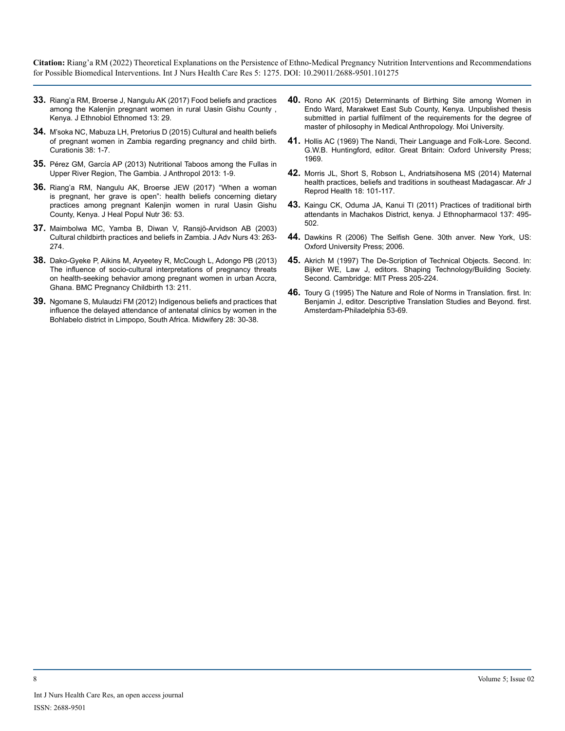33. Riang'a RM, Broerse J, Nangulu AK (2017) Food beliefs and practices among the Kalenjin pregnant women in rural Uasin Gishu County , Kenya. J Ethnobiol Ethnomed 13: 29.

34. M'soka NC, Mabuza LH, Pretorius D (2015) Cultural and health beliefs of pregnant women in Zambia regarding pregnancy and child birth. Curationis 38: 1-7.

35. Pérez GM, García AP (2013) Nutritional Taboos among the Fullas in Upper River Region, The Gambia. J Anthropol 2013: 1-9.

36. Riang'a RM, Nangulu AK, Broerse JEW (2017) "When a woman is pregnant, her grave is open": health beliefs concerning dietary practices among pregnant Kalenjin women in rural Uasin Gishu County, Kenya. J Heal Popul Nutr 36: 53.

37. Maimbolwa MC, Yamba B, Diwan V, Ransjö-Arvidson AB (2003) Cultural childbirth practices and beliefs in Zambia. J Adv Nurs 43: 263-274.

38. Dako-Gyeke P, Aikins M, Aryeetey R, McCough L, Adongo PB (2013) The influence of socio-cultural interpretations of pregnancy threats on health-seeking behavior among pregnant women in urban Accra, Ghana. BMC Pregnancy Childbirth 13: 211.

39. Ngomane S, Mulaudzi FM (2012) Indigenous beliefs and practices that influence the delayed attendance of antenatal clinics by women in the Bohlabelo district in Limpopo, South Africa. Midwifery 28: 30-38.

40. Rono AK (2015) Determinants of Birthing Site among Women in Endo Ward, Marakwet East Sub County, Kenya. Unpublished thesis submitted in partial fulfilment of the requirements for the degree of master of philosophy in Medical Anthropology. Moi University.

41. Hollis AC (1969) The Nandi, Their Language and Folk-Lore. Second. G.W.B. Huntingford, editor. Great Britain: Oxford University Press; 1969.

42. Morris JL, Short S, Robson L, Andriatsihosena MS (2014) Maternal health practices, beliefs and traditions in southeast Madagascar. Afr J Reprod Health 18: 101-117.

43. Kaingu CK, Oduma JA, Kanui TI (2011) Practices of traditional birth attendants in Machakos District, kenya. J Ethnopharmacol 137: 495-502.

44. Dawkins R (2006) The Selfish Gene. 30th anver. New York, US: Oxford University Press; 2006.

45. Akrich M (1997) The De-Scription of Technical Objects. Second. In: Bijker WE, Law J, editors. Shaping Technology/Building Society. Second. Cambridge: MIT Press 205-224.

46. Toury G (1995) The Nature and Role of Norms in Translation. first. In: Benjamin J, editor. Descriptive Translation Studies and Beyond. first. Amsterdam-Philadelphia 53-69.